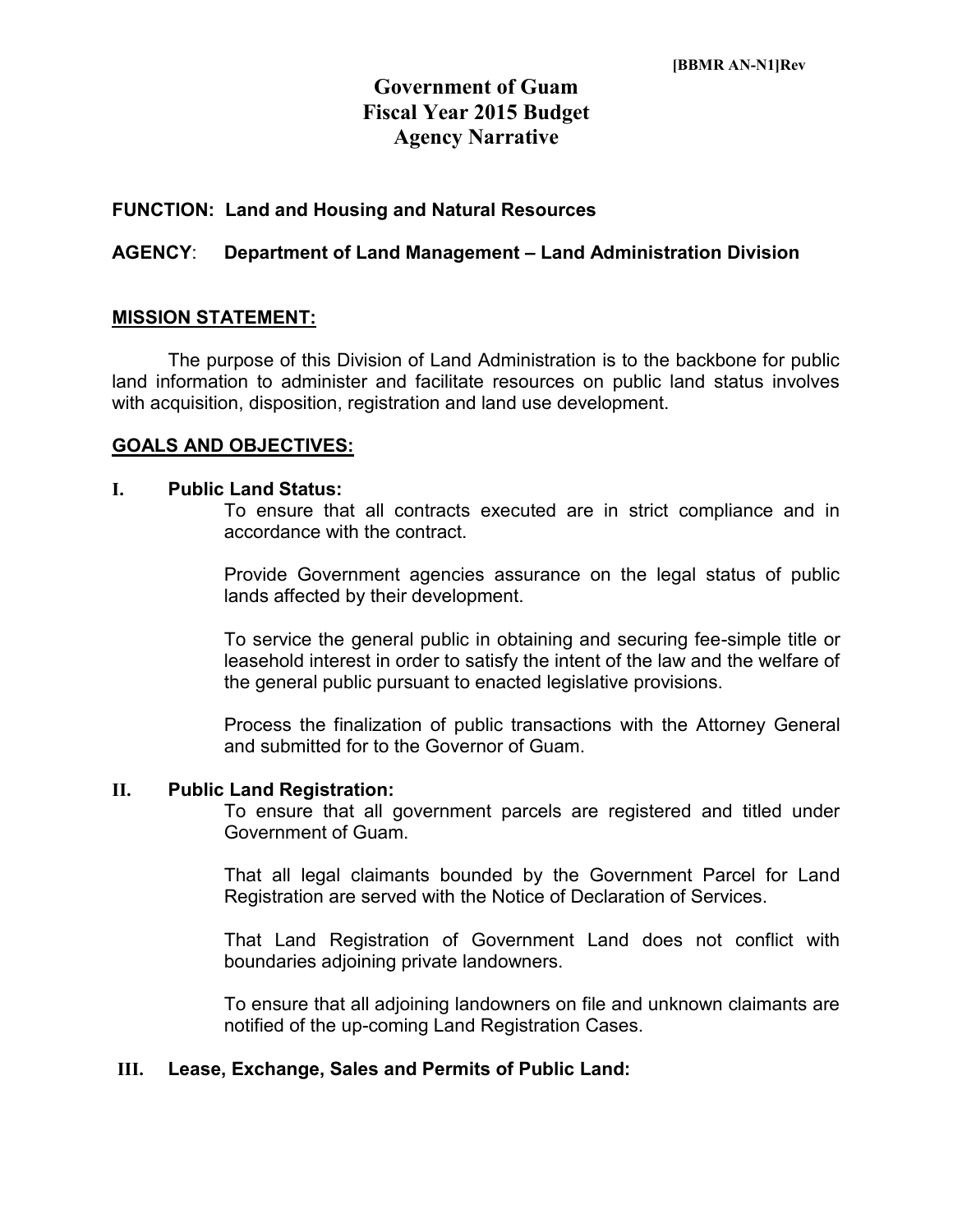[BBMR AN-N1]Rev

# Government of Guam
# Fiscal Year 2015 Budget
# Agency Narrative

**FUNCTION: Land and Housing and Natural Resources**

**AGENCY: Department of Land Management – Land Administration Division**

## MISSION STATEMENT:

The purpose of this Division of Land Administration is to the backbone for public land information to administer and facilitate resources on public land status involves with acquisition, disposition, registration and land use development.

## GOALS AND OBJECTIVES:

### I. Public Land Status:

To ensure that all contracts executed are in strict compliance and in accordance with the contract.

Provide Government agencies assurance on the legal status of public lands affected by their development.

To service the general public in obtaining and securing fee-simple title or leasehold interest in order to satisfy the intent of the law and the welfare of the general public pursuant to enacted legislative provisions.

Process the finalization of public transactions with the Attorney General and submitted for to the Governor of Guam.

### II. Public Land Registration:

To ensure that all government parcels are registered and titled under Government of Guam.

That all legal claimants bounded by the Government Parcel for Land Registration are served with the Notice of Declaration of Services.

That Land Registration of Government Land does not conflict with boundaries adjoining private landowners.

To ensure that all adjoining landowners on file and unknown claimants are notified of the up-coming Land Registration Cases.

### III. Lease, Exchange, Sales and Permits of Public Land: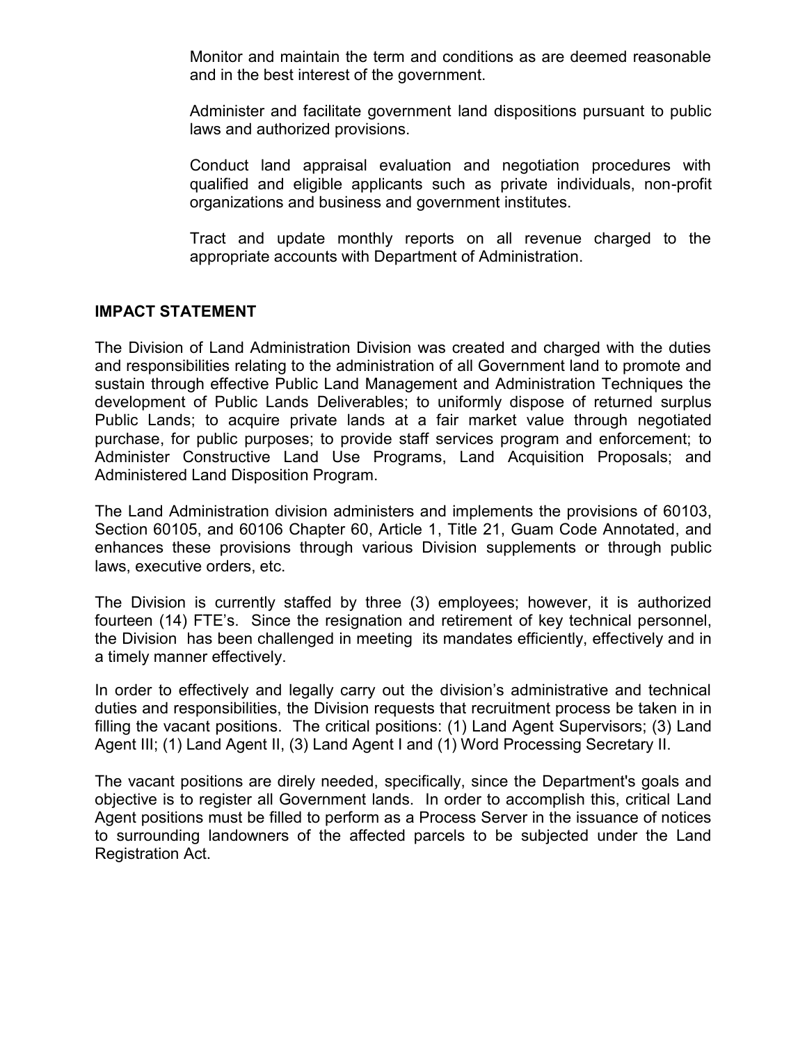Monitor and maintain the term and conditions as are deemed reasonable and in the best interest of the government.

Administer and facilitate government land dispositions pursuant to public laws and authorized provisions.

Conduct land appraisal evaluation and negotiation procedures with qualified and eligible applicants such as private individuals, non-profit organizations and business and government institutes.

Tract and update monthly reports on all revenue charged to the appropriate accounts with Department of Administration.

## IMPACT STATEMENT

The Division of Land Administration Division was created and charged with the duties and responsibilities relating to the administration of all Government land to promote and sustain through effective Public Land Management and Administration Techniques the development of Public Lands Deliverables; to uniformly dispose of returned surplus Public Lands; to acquire private lands at a fair market value through negotiated purchase, for public purposes; to provide staff services program and enforcement; to Administer Constructive Land Use Programs, Land Acquisition Proposals; and Administered Land Disposition Program.

The Land Administration division administers and implements the provisions of 60103, Section 60105, and 60106 Chapter 60, Article 1, Title 21, Guam Code Annotated, and enhances these provisions through various Division supplements or through public laws, executive orders, etc.

The Division is currently staffed by three (3) employees; however, it is authorized fourteen (14) FTE's. Since the resignation and retirement of key technical personnel, the Division has been challenged in meeting its mandates efficiently, effectively and in a timely manner effectively.

In order to effectively and legally carry out the division's administrative and technical duties and responsibilities, the Division requests that recruitment process be taken in in filling the vacant positions. The critical positions: (1) Land Agent Supervisors; (3) Land Agent III; (1) Land Agent II, (3) Land Agent I and (1) Word Processing Secretary II.

The vacant positions are direly needed, specifically, since the Department's goals and objective is to register all Government lands. In order to accomplish this, critical Land Agent positions must be filled to perform as a Process Server in the issuance of notices to surrounding landowners of the affected parcels to be subjected under the Land Registration Act.